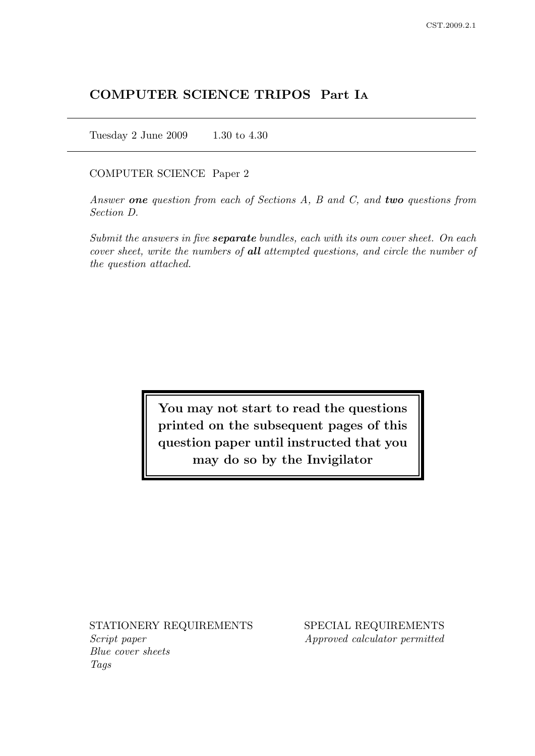# COMPUTER SCIENCE TRIPOS Part IA

Tuesday 2 June 2009 1.30 to 4.30

COMPUTER SCIENCE Paper 2

*Answer **one** question from each of Sections A, B and C, and **two** questions from Section D.*

*Submit the answers in five **separate** bundles, each with its own cover sheet. On each cover sheet, write the numbers of **all** attempted questions, and circle the number of the question attached.*

**You may not start to read the questions printed on the subsequent pages of this question paper until instructed that you may do so by the Invigilator**

STATIONERY REQUIREMENTS
*Script paper*
*Blue cover sheets*
*Tags*

SPECIAL REQUIREMENTS
*Approved calculator permitted*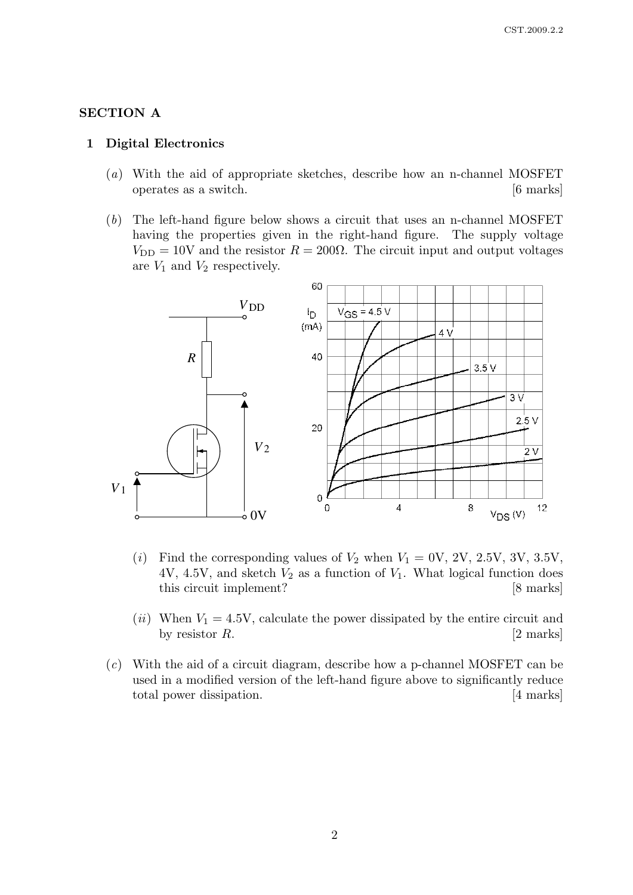## SECTION A

### 1 Digital Electronics

(*a*) With the aid of appropriate sketches, describe how an n-channel MOSFET operates as a switch. [6 marks]

(*b*) The left-hand figure below shows a circuit that uses an n-channel MOSFET having the properties given in the right-hand figure. The supply voltage $V_{DD} = 10$V and the resistor $R = 200\Omega$. The circuit input and output voltages are $V_1$ and $V_2$ respectively.

(*i*) Find the corresponding values of $V_2$ when $V_1 = 0$V, 2V, 2.5V, 3V, 3.5V, 4V, 4.5V, and sketch $V_2$ as a function of $V_1$. What logical function does this circuit implement? [8 marks]

(*ii*) When $V_1 = 4.5$V, calculate the power dissipated by the entire circuit and by resistor $R$. [2 marks]

(*c*) With the aid of a circuit diagram, describe how a p-channel MOSFET can be used in a modified version of the left-hand figure above to significantly reduce total power dissipation. [4 marks]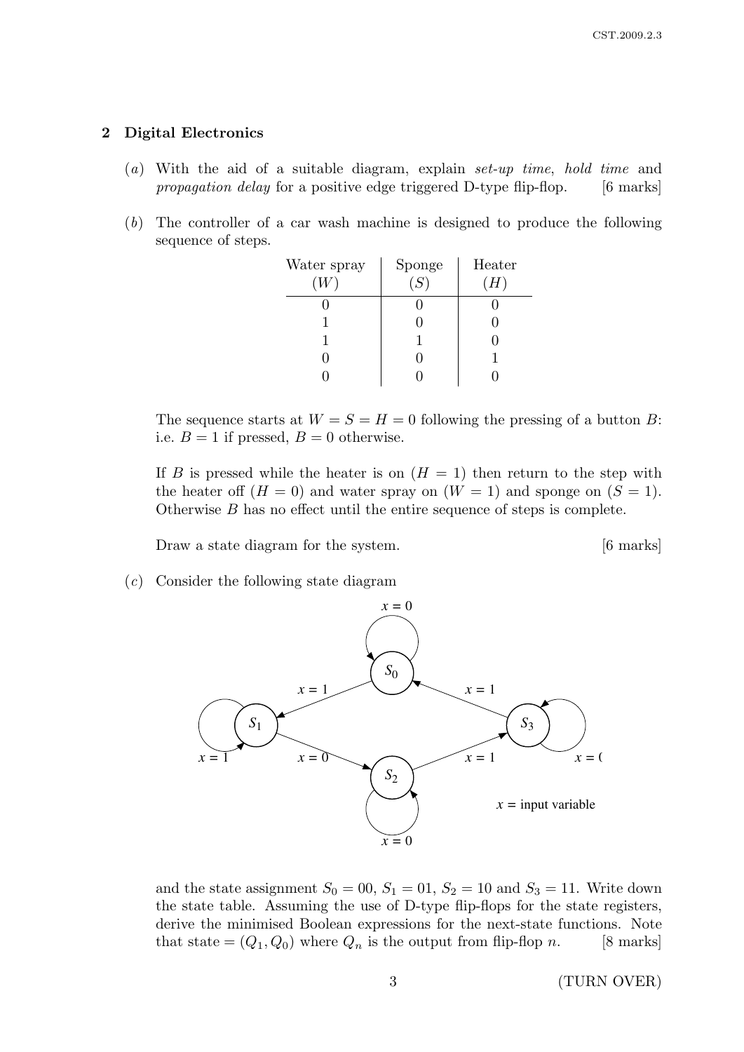## 2 Digital Electronics

(*a*) With the aid of a suitable diagram, explain *set-up time*, *hold time* and *propagation delay* for a positive edge triggered D-type flip-flop. [6 marks]

(*b*) The controller of a car wash machine is designed to produce the following sequence of steps.

| Water spray ($W$) | Sponge ($S$) | Heater ($H$) |
|---|---|---|
| 0 | 0 | 0 |
| 1 | 0 | 0 |
| 1 | 1 | 0 |
| 0 | 0 | 1 |
| 0 | 0 | 0 |

The sequence starts at $W = S = H = 0$ following the pressing of a button $B$: i.e. $B = 1$ if pressed, $B = 0$ otherwise.

If $B$ is pressed while the heater is on ($H = 1$) then return to the step with the heater off ($H = 0$) and water spray on ($W = 1$) and sponge on ($S = 1$). Otherwise $B$ has no effect until the entire sequence of steps is complete.

Draw a state diagram for the system. [6 marks]

(*c*) Consider the following state diagram

$S_0$: $x = 0$ → $S_0$; $x = 1$ → $S_1$
$S_1$: $x = 1$ → $S_1$; $x = 0$ → $S_2$
$S_2$: $x = 0$ → $S_2$; $x = 1$ → $S_3$
$S_3$: $x = 0$ → $S_3$; $x = 1$ → $S_0$

$x$ = input variable

and the state assignment $S_0 = 00$, $S_1 = 01$, $S_2 = 10$ and $S_3 = 11$. Write down the state table. Assuming the use of D-type flip-flops for the state registers, derive the minimised Boolean expressions for the next-state functions. Note that state = $(Q_1, Q_0)$ where $Q_n$ is the output from flip-flop $n$. [8 marks]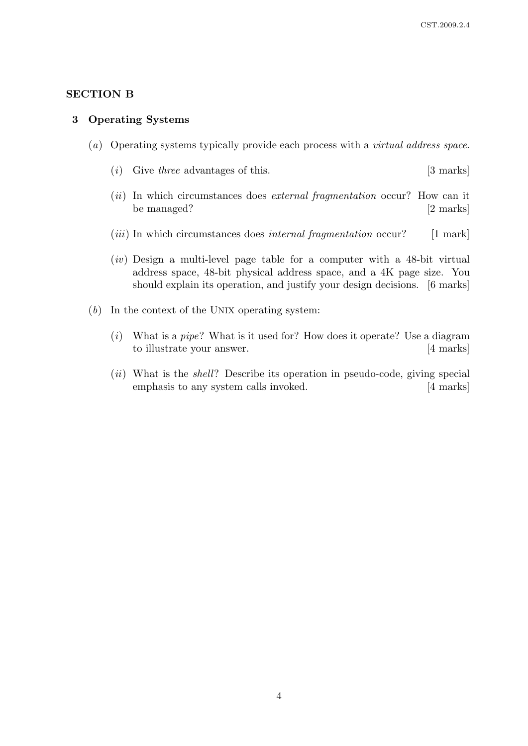## SECTION B

### 3 Operating Systems

(*a*) Operating systems typically provide each process with a *virtual address space*.

(*i*) Give *three* advantages of this. [3 marks]

(*ii*) In which circumstances does *external fragmentation* occur? How can it be managed? [2 marks]

(*iii*) In which circumstances does *internal fragmentation* occur? [1 mark]

(*iv*) Design a multi-level page table for a computer with a 48-bit virtual address space, 48-bit physical address space, and a 4K page size. You should explain its operation, and justify your design decisions. [6 marks]

(*b*) In the context of the UNIX operating system:

(*i*) What is a *pipe*? What is it used for? How does it operate? Use a diagram to illustrate your answer. [4 marks]

(*ii*) What is the *shell*? Describe its operation in pseudo-code, giving special emphasis to any system calls invoked. [4 marks]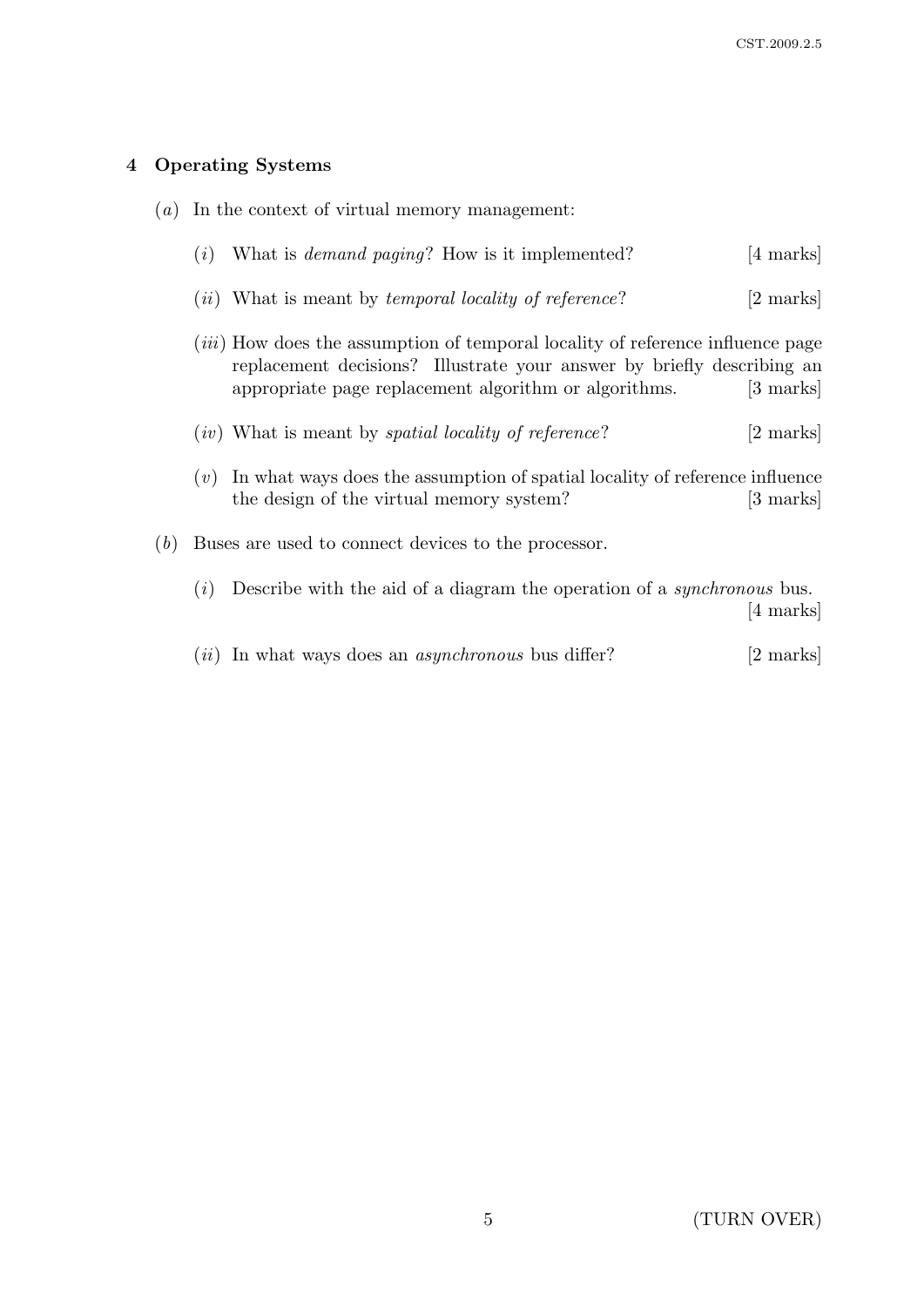## 4 Operating Systems

(*a*) In the context of virtual memory management:

(*i*) What is *demand paging*? How is it implemented? [4 marks]

(*ii*) What is meant by *temporal locality of reference*? [2 marks]

(*iii*) How does the assumption of temporal locality of reference influence page replacement decisions? Illustrate your answer by briefly describing an appropriate page replacement algorithm or algorithms. [3 marks]

(*iv*) What is meant by *spatial locality of reference*? [2 marks]

(*v*) In what ways does the assumption of spatial locality of reference influence the design of the virtual memory system? [3 marks]

(*b*) Buses are used to connect devices to the processor.

(*i*) Describe with the aid of a diagram the operation of a *synchronous* bus. [4 marks]

(*ii*) In what ways does an *asynchronous* bus differ? [2 marks]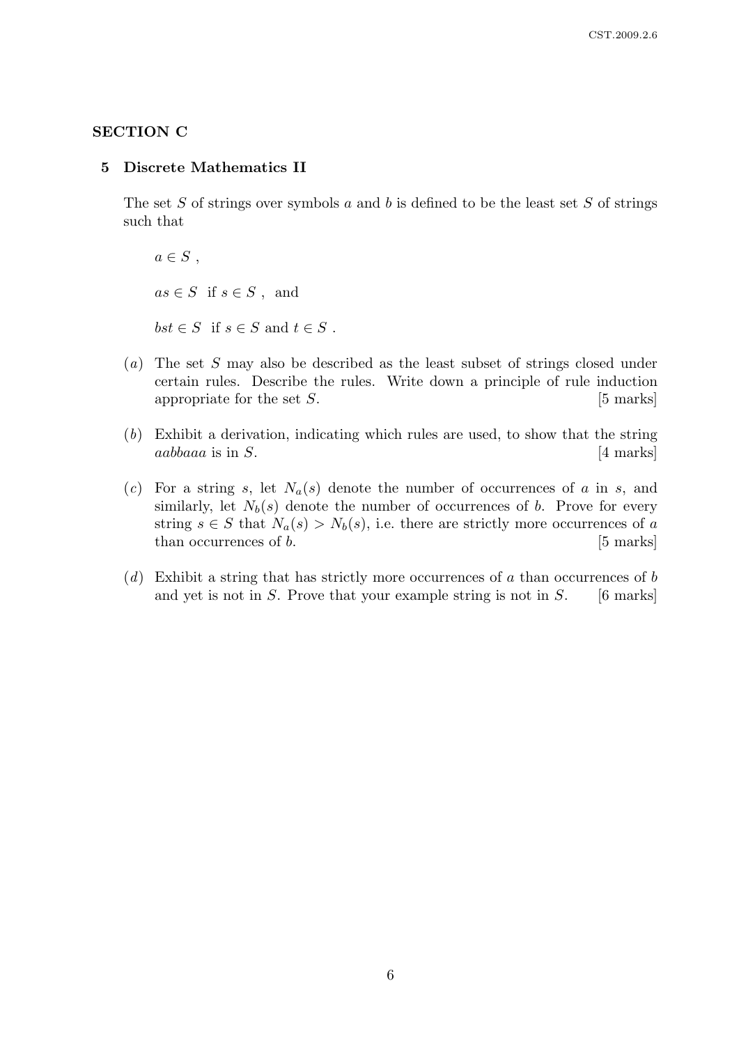## SECTION C

### 5 Discrete Mathematics II

The set $S$ of strings over symbols $a$ and $b$ is defined to be the least set $S$ of strings such that

$a \in S$ ,

$as \in S$ if $s \in S$ , and

$bst \in S$ if $s \in S$ and $t \in S$ .

(*a*) The set $S$ may also be described as the least subset of strings closed under certain rules. Describe the rules. Write down a principle of rule induction appropriate for the set $S$. [5 marks]

(*b*) Exhibit a derivation, indicating which rules are used, to show that the string *aabbaaa* is in $S$. [4 marks]

(*c*) For a string $s$, let $N_a(s)$ denote the number of occurrences of $a$ in $s$, and similarly, let $N_b(s)$ denote the number of occurrences of $b$. Prove for every string $s \in S$ that $N_a(s) > N_b(s)$, i.e. there are strictly more occurrences of $a$ than occurrences of $b$. [5 marks]

(*d*) Exhibit a string that has strictly more occurrences of $a$ than occurrences of $b$ and yet is not in $S$. Prove that your example string is not in $S$. [6 marks]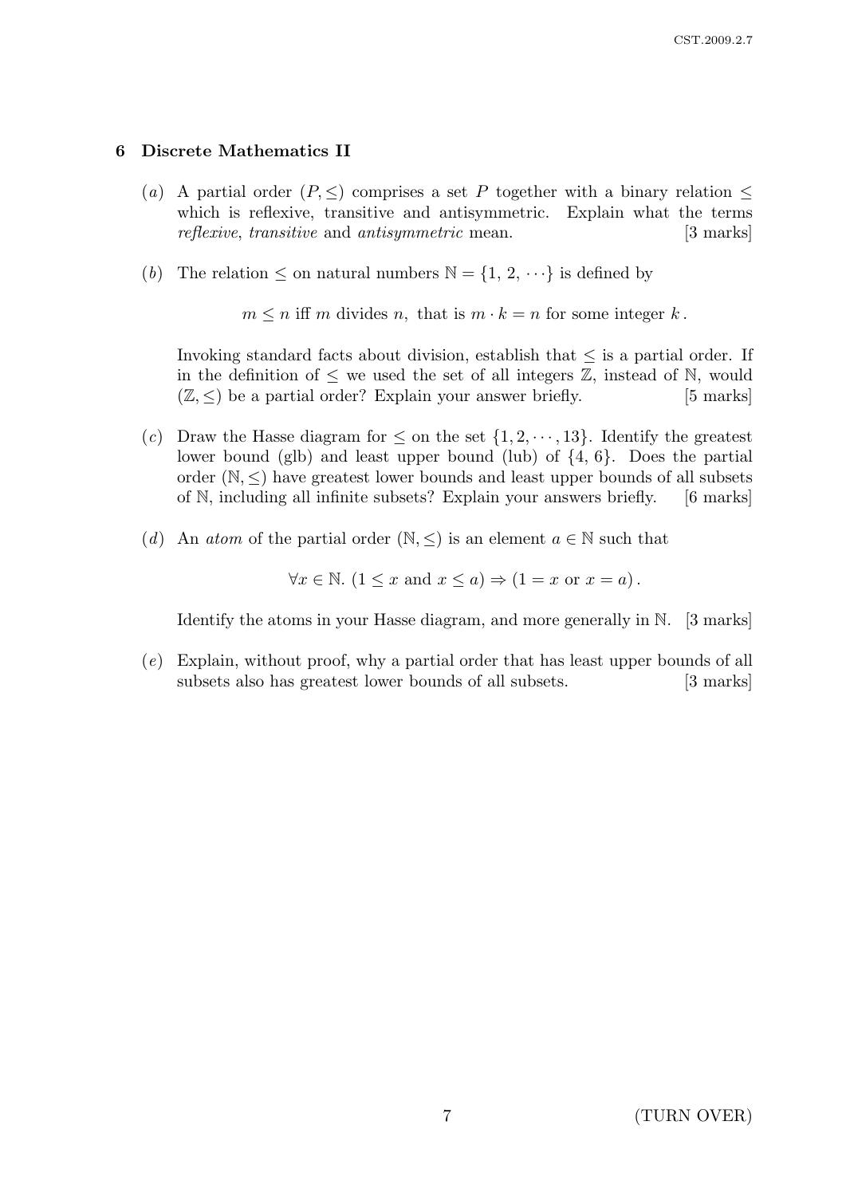## 6 Discrete Mathematics II

(*a*) A partial order $(P, \leq)$ comprises a set $P$ together with a binary relation $\leq$ which is reflexive, transitive and antisymmetric. Explain what the terms *reflexive*, *transitive* and *antisymmetric* mean. [3 marks]

(*b*) The relation $\leq$ on natural numbers $\mathbb{N} = \{1, 2, \cdots\}$ is defined by

$$m \leq n \text{ iff } m \text{ divides } n, \text{ that is } m \cdot k = n \text{ for some integer } k\,.$$

Invoking standard facts about division, establish that $\leq$ is a partial order. If in the definition of $\leq$ we used the set of all integers $\mathbb{Z}$, instead of $\mathbb{N}$, would $(\mathbb{Z}, \leq)$ be a partial order? Explain your answer briefly. [5 marks]

(*c*) Draw the Hasse diagram for $\leq$ on the set $\{1, 2, \cdots, 13\}$. Identify the greatest lower bound (glb) and least upper bound (lub) of $\{4, 6\}$. Does the partial order $(\mathbb{N}, \leq)$ have greatest lower bounds and least upper bounds of all subsets of $\mathbb{N}$, including all infinite subsets? Explain your answers briefly. [6 marks]

(*d*) An *atom* of the partial order $(\mathbb{N}, \leq)$ is an element $a \in \mathbb{N}$ such that

$$\forall x \in \mathbb{N}.\ (1 \leq x \text{ and } x \leq a) \Rightarrow (1 = x \text{ or } x = a)\,.$$

Identify the atoms in your Hasse diagram, and more generally in $\mathbb{N}$. [3 marks]

(*e*) Explain, without proof, why a partial order that has least upper bounds of all subsets also has greatest lower bounds of all subsets. [3 marks]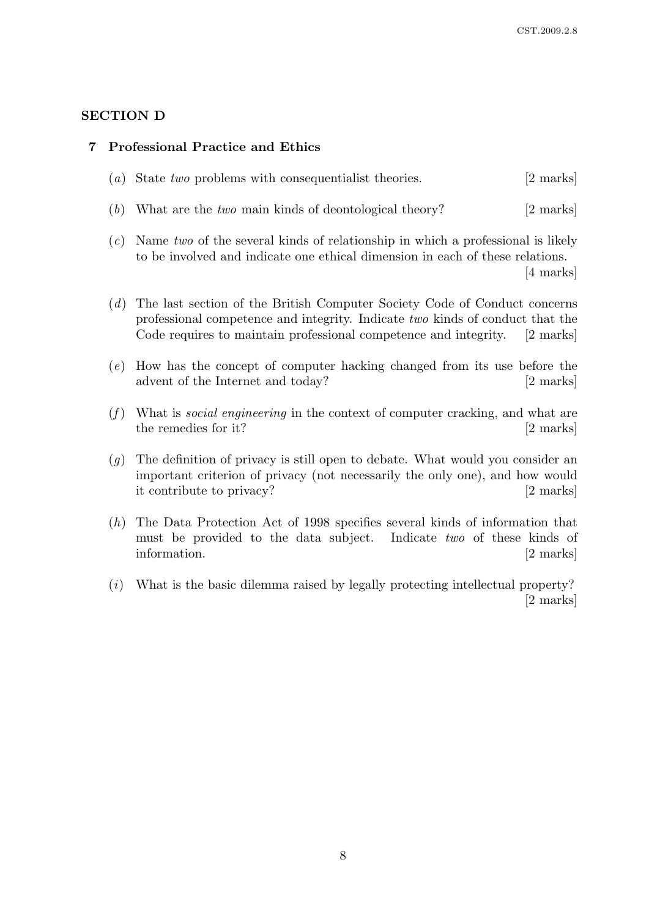## SECTION D

### 7 Professional Practice and Ethics

(*a*) State *two* problems with consequentialist theories. [2 marks]

(*b*) What are the *two* main kinds of deontological theory? [2 marks]

(*c*) Name *two* of the several kinds of relationship in which a professional is likely to be involved and indicate one ethical dimension in each of these relations. [4 marks]

(*d*) The last section of the British Computer Society Code of Conduct concerns professional competence and integrity. Indicate *two* kinds of conduct that the Code requires to maintain professional competence and integrity. [2 marks]

(*e*) How has the concept of computer hacking changed from its use before the advent of the Internet and today? [2 marks]

(*f*) What is *social engineering* in the context of computer cracking, and what are the remedies for it? [2 marks]

(*g*) The definition of privacy is still open to debate. What would you consider an important criterion of privacy (not necessarily the only one), and how would it contribute to privacy? [2 marks]

(*h*) The Data Protection Act of 1998 specifies several kinds of information that must be provided to the data subject. Indicate *two* of these kinds of information. [2 marks]

(*i*) What is the basic dilemma raised by legally protecting intellectual property? [2 marks]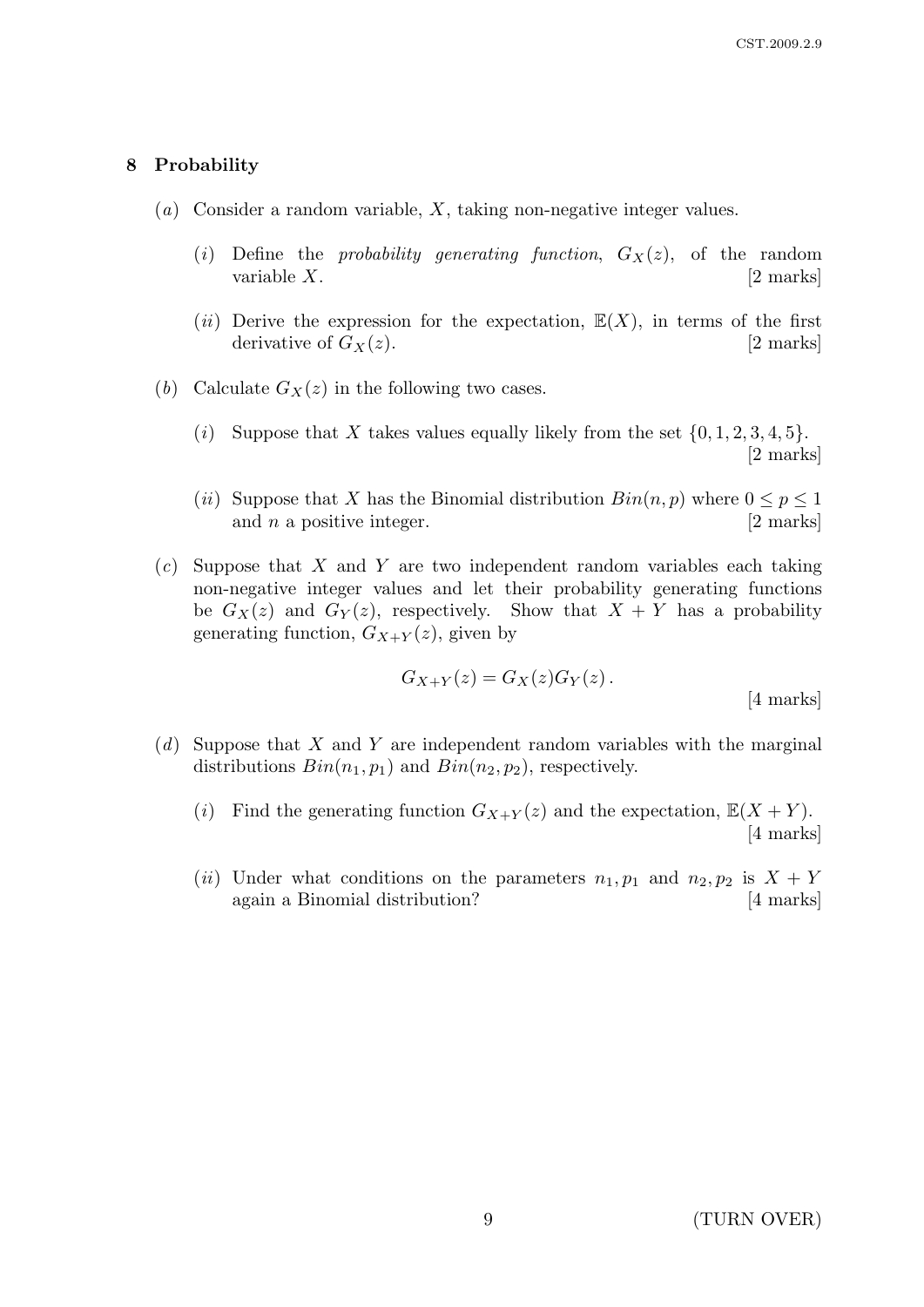## 8 Probability

(*a*) Consider a random variable, $X$, taking non-negative integer values.

(*i*) Define the *probability generating function*, $G_X(z)$, of the random variable $X$. [2 marks]

(*ii*) Derive the expression for the expectation, $\mathbb{E}(X)$, in terms of the first derivative of $G_X(z)$. [2 marks]

(*b*) Calculate $G_X(z)$ in the following two cases.

(*i*) Suppose that $X$ takes values equally likely from the set $\{0, 1, 2, 3, 4, 5\}$. [2 marks]

(*ii*) Suppose that $X$ has the Binomial distribution $Bin(n, p)$ where $0 \leq p \leq 1$ and $n$ a positive integer. [2 marks]

(*c*) Suppose that $X$ and $Y$ are two independent random variables each taking non-negative integer values and let their probability generating functions be $G_X(z)$ and $G_Y(z)$, respectively. Show that $X + Y$ has a probability generating function, $G_{X+Y}(z)$, given by

$$G_{X+Y}(z) = G_X(z)G_Y(z)\,.$$

[4 marks]

(*d*) Suppose that $X$ and $Y$ are independent random variables with the marginal distributions $Bin(n_1, p_1)$ and $Bin(n_2, p_2)$, respectively.

(*i*) Find the generating function $G_{X+Y}(z)$ and the expectation, $\mathbb{E}(X + Y)$. [4 marks]

(*ii*) Under what conditions on the parameters $n_1, p_1$ and $n_2, p_2$ is $X + Y$ again a Binomial distribution? [4 marks]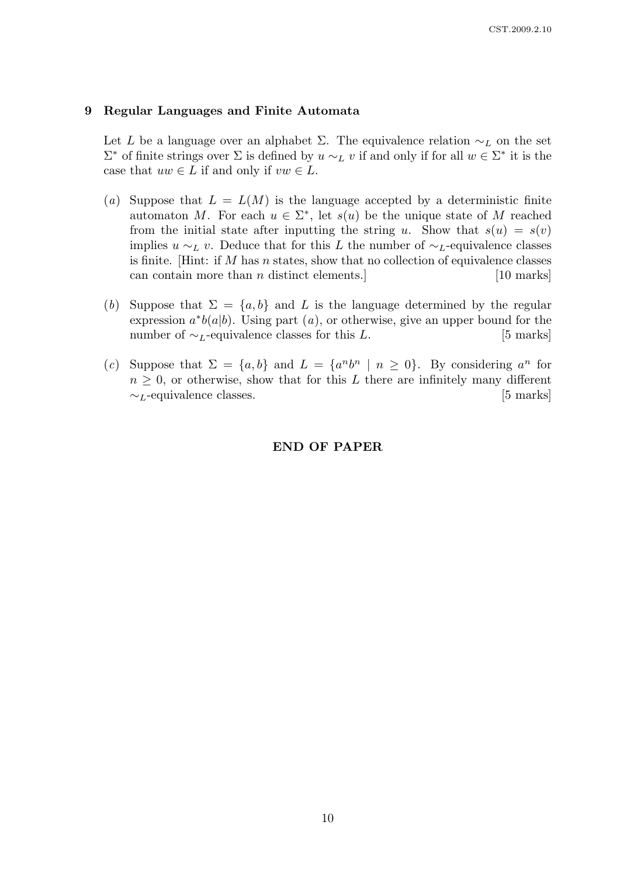## 9 Regular Languages and Finite Automata

Let $L$ be a language over an alphabet $\Sigma$. The equivalence relation $\sim_L$ on the set $\Sigma^*$ of finite strings over $\Sigma$ is defined by $u \sim_L v$ if and only if for all $w \in \Sigma^*$ it is the case that $uw \in L$ if and only if $vw \in L$.

(*a*) Suppose that $L = L(M)$ is the language accepted by a deterministic finite automaton $M$. For each $u \in \Sigma^*$, let $s(u)$ be the unique state of $M$ reached from the initial state after inputting the string $u$. Show that $s(u) = s(v)$ implies $u \sim_L v$. Deduce that for this $L$ the number of $\sim_L$-equivalence classes is finite. [Hint: if $M$ has $n$ states, show that no collection of equivalence classes can contain more than $n$ distinct elements.] [10 marks]

(*b*) Suppose that $\Sigma = \{a, b\}$ and $L$ is the language determined by the regular expression $a^*b(a|b)$. Using part (*a*), or otherwise, give an upper bound for the number of $\sim_L$-equivalence classes for this $L$. [5 marks]

(*c*) Suppose that $\Sigma = \{a, b\}$ and $L = \{a^n b^n \mid n \geq 0\}$. By considering $a^n$ for $n \geq 0$, or otherwise, show that for this $L$ there are infinitely many different $\sim_L$-equivalence classes. [5 marks]

**END OF PAPER**